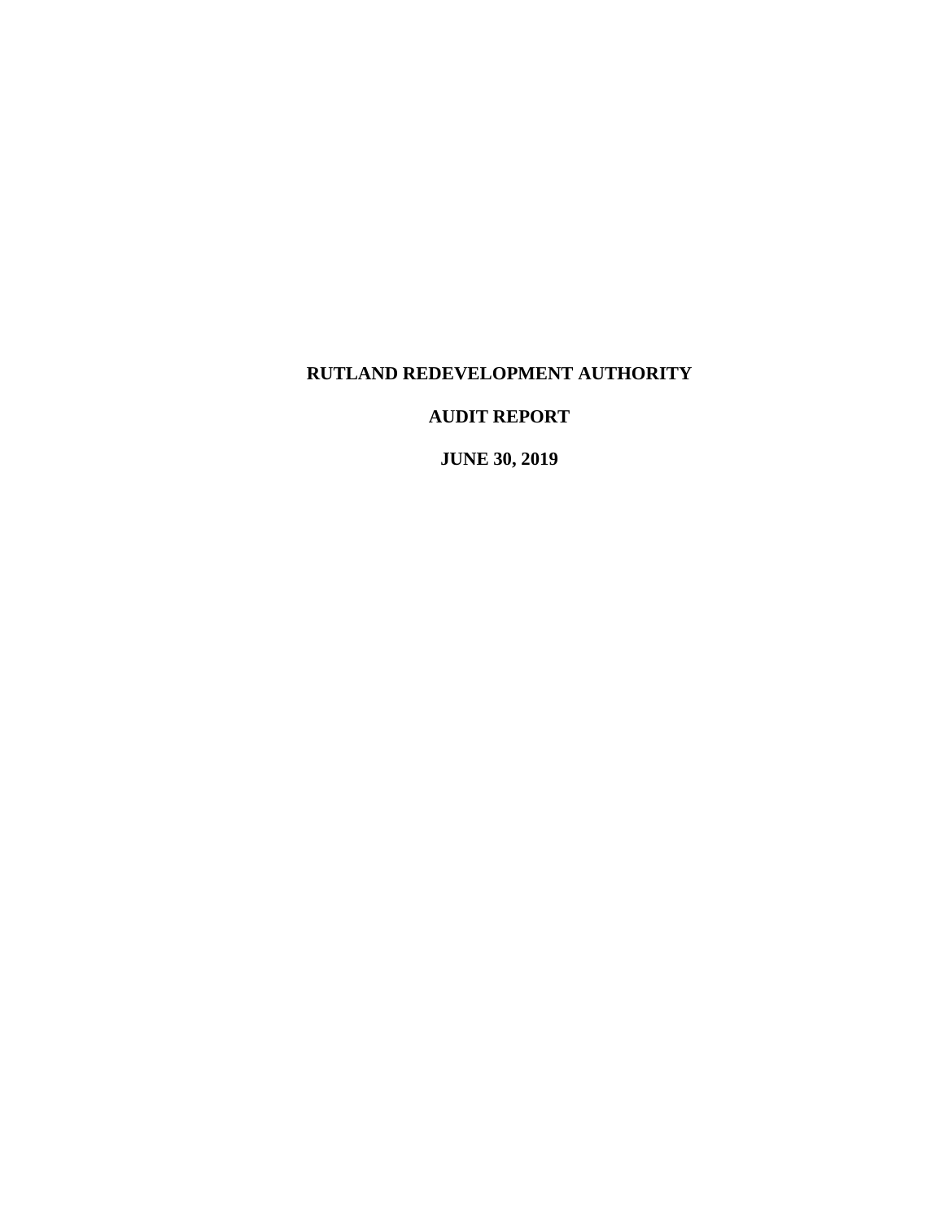# RUTLAND REDEVELOPMENT AUTHORITY

## AUDIT REPORT

## JUNE 30, 2019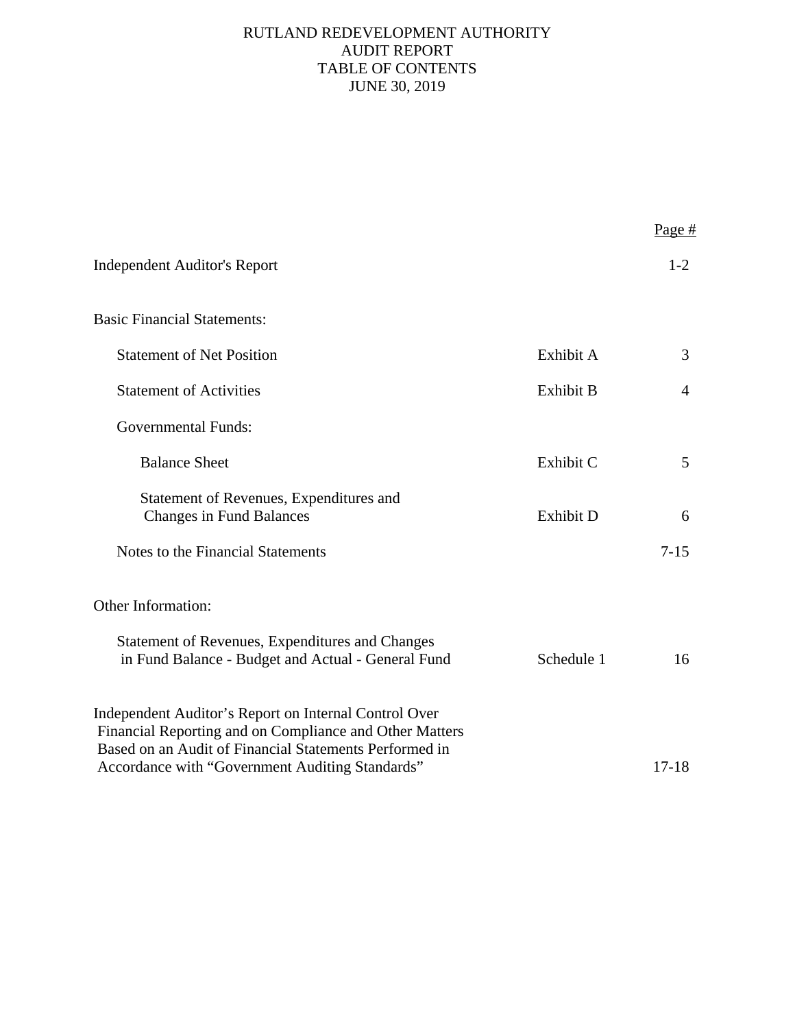# RUTLAND REDEVELOPMENT AUTHORITY
## AUDIT REPORT
## TABLE OF CONTENTS
## JUNE 30, 2019

| | | Page # |
|---|---|---|
| Independent Auditor's Report | | 1-2 |
| Basic Financial Statements: | | |
| Statement of Net Position | Exhibit A | 3 |
| Statement of Activities | Exhibit B | 4 |
| Governmental Funds: | | |
| Balance Sheet | Exhibit C | 5 |
| Statement of Revenues, Expenditures and Changes in Fund Balances | Exhibit D | 6 |
| Notes to the Financial Statements | | 7-15 |
| Other Information: | | |
| Statement of Revenues, Expenditures and Changes in Fund Balance - Budget and Actual - General Fund | Schedule 1 | 16 |
| Independent Auditor's Report on Internal Control Over Financial Reporting and on Compliance and Other Matters Based on an Audit of Financial Statements Performed in Accordance with "Government Auditing Standards" | | 17-18 |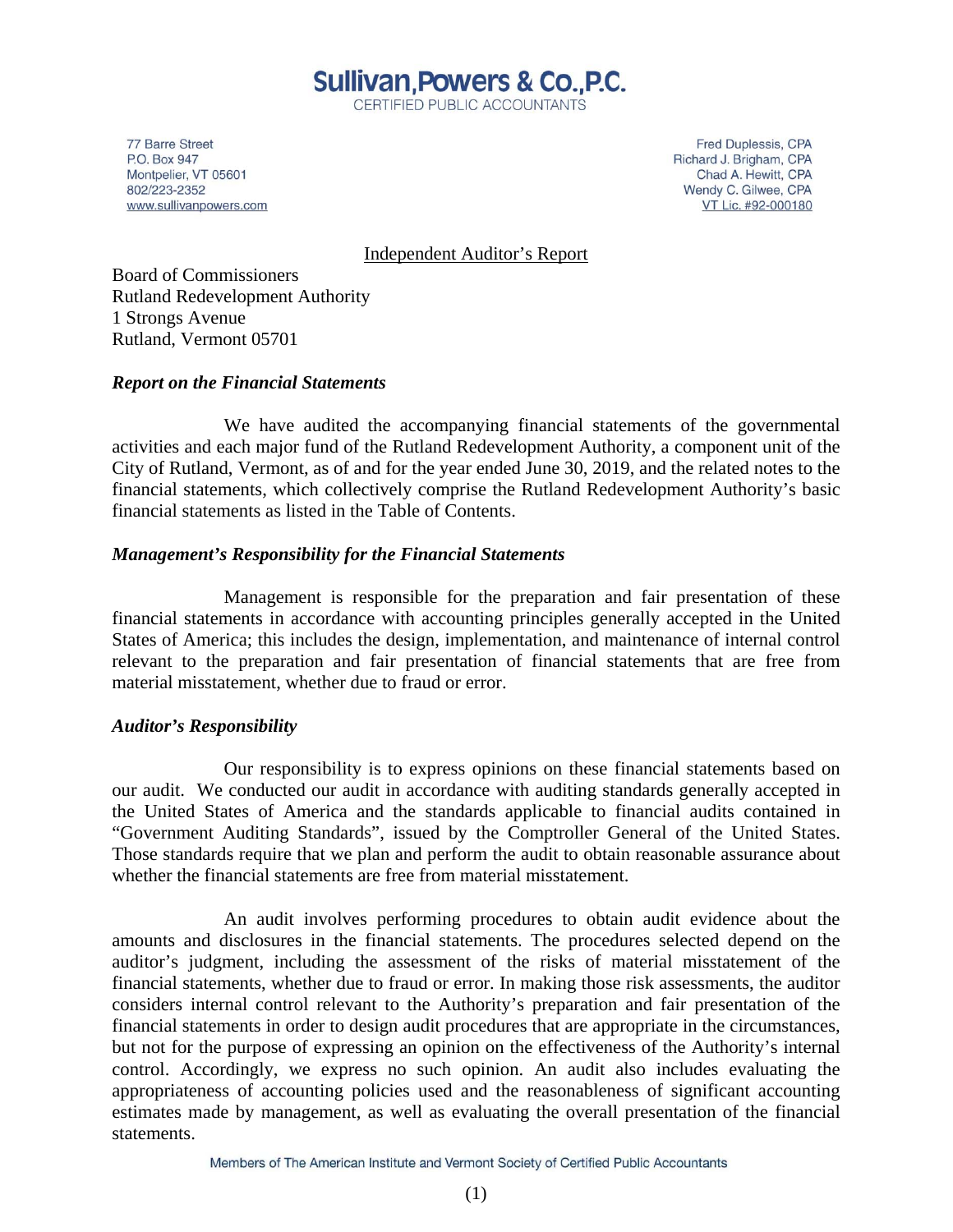# Sullivan, Powers & Co., P.C.

CERTIFIED PUBLIC ACCOUNTANTS

77 Barre Street
P.O. Box 947
Montpelier, VT 05601
802/223-2352
www.sullivanpowers.com

Fred Duplessis, CPA
Richard J. Brigham, CPA
Chad A. Hewitt, CPA
Wendy C. Gilwee, CPA
VT Lic. #92-000180

## Independent Auditor's Report

Board of Commissioners
Rutland Redevelopment Authority
1 Strongs Avenue
Rutland, Vermont 05701

### *Report on the Financial Statements*

We have audited the accompanying financial statements of the governmental activities and each major fund of the Rutland Redevelopment Authority, a component unit of the City of Rutland, Vermont, as of and for the year ended June 30, 2019, and the related notes to the financial statements, which collectively comprise the Rutland Redevelopment Authority's basic financial statements as listed in the Table of Contents.

### *Management's Responsibility for the Financial Statements*

Management is responsible for the preparation and fair presentation of these financial statements in accordance with accounting principles generally accepted in the United States of America; this includes the design, implementation, and maintenance of internal control relevant to the preparation and fair presentation of financial statements that are free from material misstatement, whether due to fraud or error.

### *Auditor's Responsibility*

Our responsibility is to express opinions on these financial statements based on our audit. We conducted our audit in accordance with auditing standards generally accepted in the United States of America and the standards applicable to financial audits contained in "Government Auditing Standards", issued by the Comptroller General of the United States. Those standards require that we plan and perform the audit to obtain reasonable assurance about whether the financial statements are free from material misstatement.

An audit involves performing procedures to obtain audit evidence about the amounts and disclosures in the financial statements. The procedures selected depend on the auditor's judgment, including the assessment of the risks of material misstatement of the financial statements, whether due to fraud or error. In making those risk assessments, the auditor considers internal control relevant to the Authority's preparation and fair presentation of the financial statements in order to design audit procedures that are appropriate in the circumstances, but not for the purpose of expressing an opinion on the effectiveness of the Authority's internal control. Accordingly, we express no such opinion. An audit also includes evaluating the appropriateness of accounting policies used and the reasonableness of significant accounting estimates made by management, as well as evaluating the overall presentation of the financial statements.

Members of The American Institute and Vermont Society of Certified Public Accountants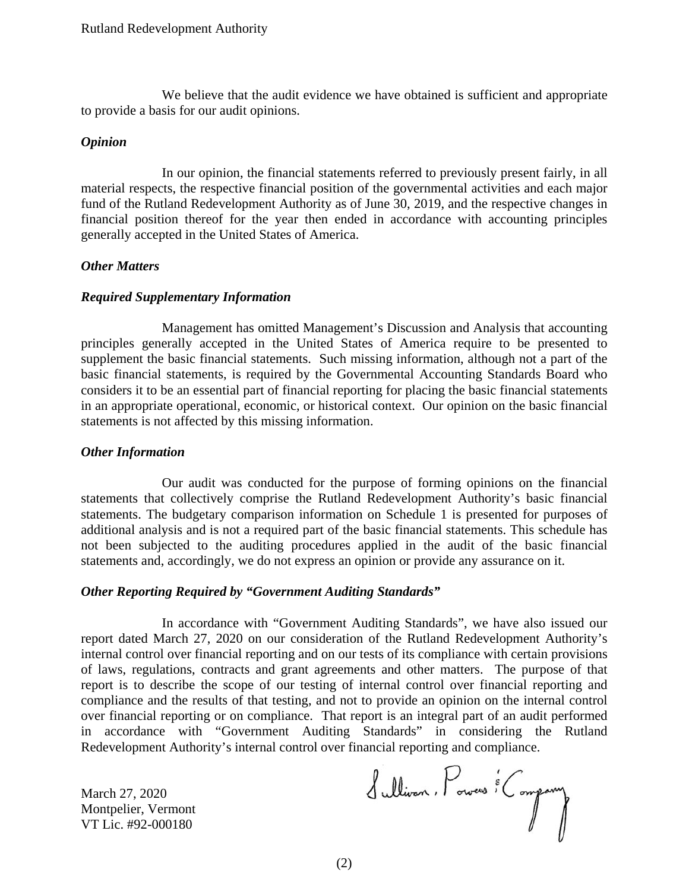We believe that the audit evidence we have obtained is sufficient and appropriate to provide a basis for our audit opinions.

***Opinion***

In our opinion, the financial statements referred to previously present fairly, in all material respects, the respective financial position of the governmental activities and each major fund of the Rutland Redevelopment Authority as of June 30, 2019, and the respective changes in financial position thereof for the year then ended in accordance with accounting principles generally accepted in the United States of America.

***Other Matters***

***Required Supplementary Information***

Management has omitted Management's Discussion and Analysis that accounting principles generally accepted in the United States of America require to be presented to supplement the basic financial statements. Such missing information, although not a part of the basic financial statements, is required by the Governmental Accounting Standards Board who considers it to be an essential part of financial reporting for placing the basic financial statements in an appropriate operational, economic, or historical context. Our opinion on the basic financial statements is not affected by this missing information.

***Other Information***

Our audit was conducted for the purpose of forming opinions on the financial statements that collectively comprise the Rutland Redevelopment Authority's basic financial statements. The budgetary comparison information on Schedule 1 is presented for purposes of additional analysis and is not a required part of the basic financial statements. This schedule has not been subjected to the auditing procedures applied in the audit of the basic financial statements and, accordingly, we do not express an opinion or provide any assurance on it.

***Other Reporting Required by "Government Auditing Standards"***

In accordance with "Government Auditing Standards", we have also issued our report dated March 27, 2020 on our consideration of the Rutland Redevelopment Authority's internal control over financial reporting and on our tests of its compliance with certain provisions of laws, regulations, contracts and grant agreements and other matters. The purpose of that report is to describe the scope of our testing of internal control over financial reporting and compliance and the results of that testing, and not to provide an opinion on the internal control over financial reporting or on compliance. That report is an integral part of an audit performed in accordance with "Government Auditing Standards" in considering the Rutland Redevelopment Authority's internal control over financial reporting and compliance.

Sullivan, Powers & Company

March 27, 2020
Montpelier, Vermont
VT Lic. #92-000180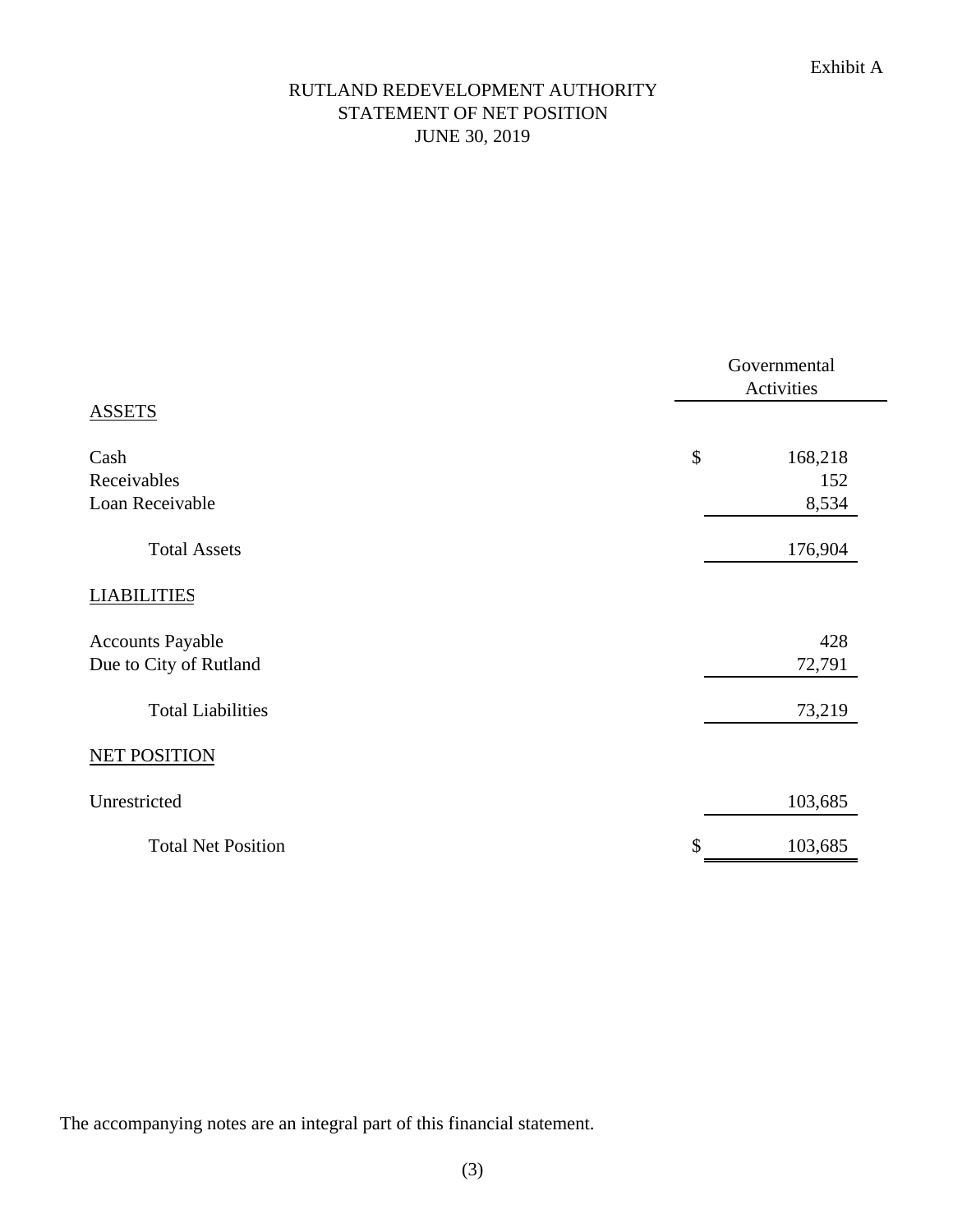Exhibit A

# RUTLAND REDEVELOPMENT AUTHORITY
## STATEMENT OF NET POSITION
## JUNE 30, 2019

| | Governmental Activities |
|---|---|
| **ASSETS** | |
| Cash | $ 168,218 |
| Receivables | 152 |
| Loan Receivable | 8,534 |
| Total Assets | 176,904 |
| **LIABILITIES** | |
| Accounts Payable | 428 |
| Due to City of Rutland | 72,791 |
| Total Liabilities | 73,219 |
| **NET POSITION** | |
| Unrestricted | 103,685 |
| Total Net Position | $ 103,685 |

The accompanying notes are an integral part of this financial statement.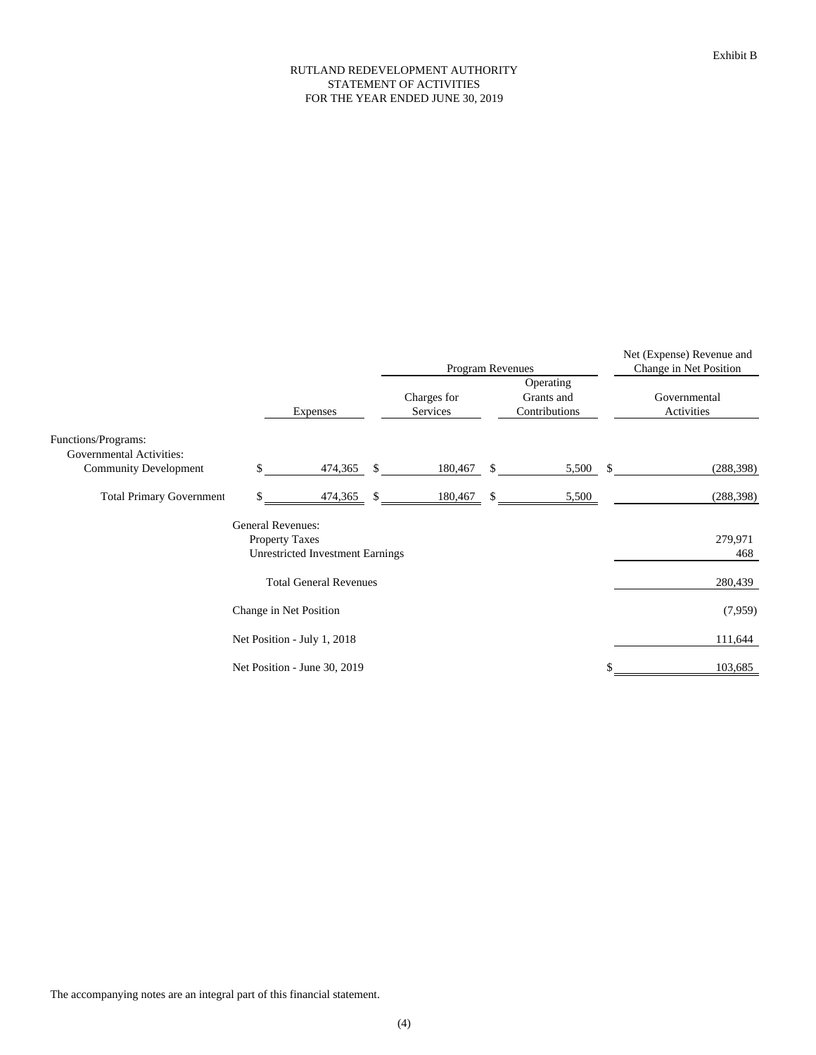Exhibit B

# RUTLAND REDEVELOPMENT AUTHORITY
## STATEMENT OF ACTIVITIES
### FOR THE YEAR ENDED JUNE 30, 2019

| | Expenses | Program Revenues: Charges for Services | Program Revenues: Operating Grants and Contributions | Net (Expense) Revenue and Change in Net Position: Governmental Activities |
|---|---|---|---|---|
| Functions/Programs: | | | | |
| Governmental Activities: | | | | |
| Community Development | $ 474,365 | $ 180,467 | $ 5,500 | $ (288,398) |
| Total Primary Government | $ 474,365 | $ 180,467 | $ 5,500 | (288,398) |
| General Revenues: | | | | |
| Property Taxes | | | | 279,971 |
| Unrestricted Investment Earnings | | | | 468 |
| Total General Revenues | | | | 280,439 |
| Change in Net Position | | | | (7,959) |
| Net Position - July 1, 2018 | | | | 111,644 |
| Net Position - June 30, 2019 | | | | $ 103,685 |

The accompanying notes are an integral part of this financial statement.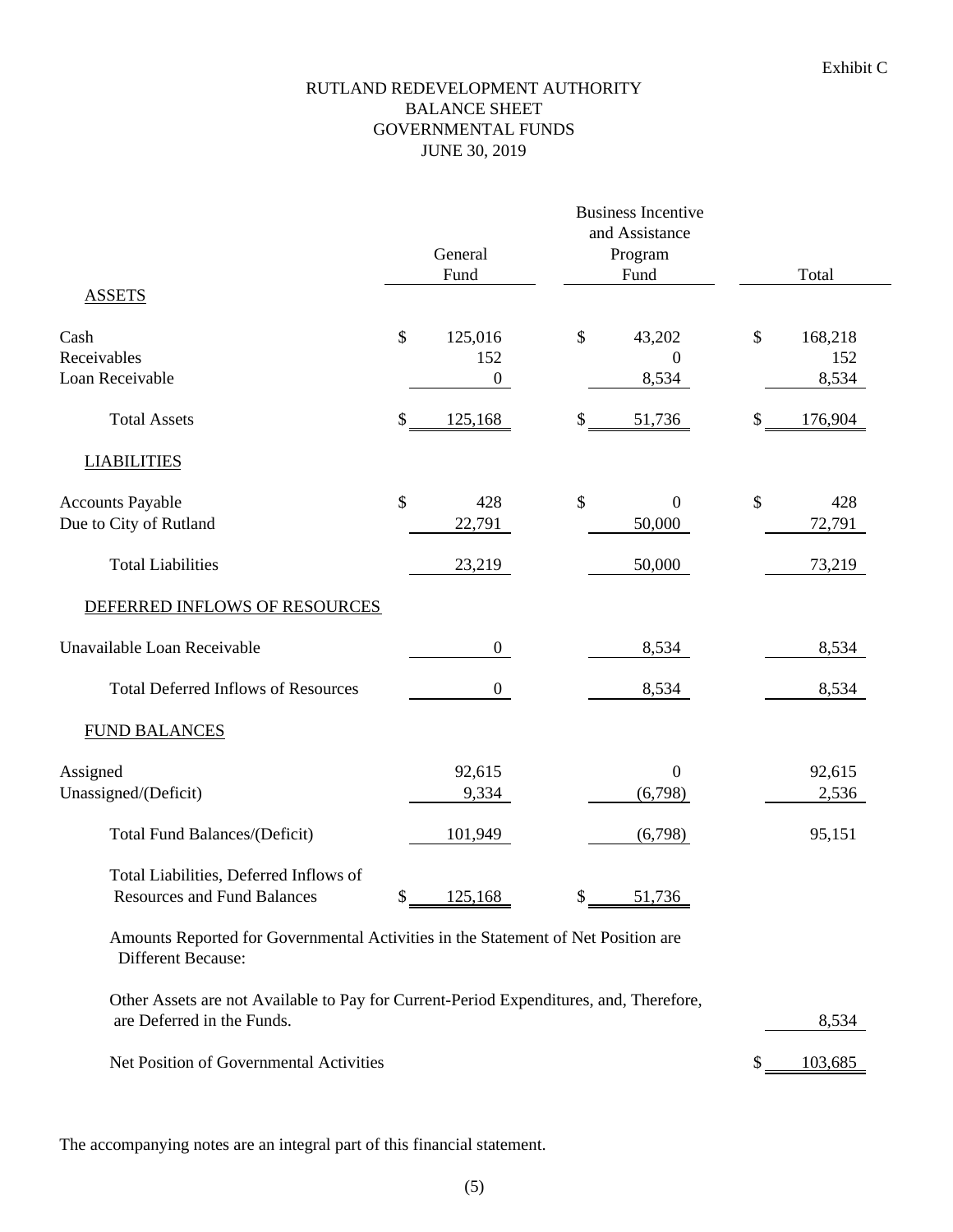Exhibit C

# RUTLAND REDEVELOPMENT AUTHORITY
## BALANCE SHEET
## GOVERNMENTAL FUNDS
## JUNE 30, 2019

| | General Fund | Business Incentive and Assistance Program Fund | Total |
|---|---|---|---|
| **ASSETS** | | | |
| Cash | $ 125,016 | $ 43,202 | $ 168,218 |
| Receivables | 152 | 0 | 152 |
| Loan Receivable | 0 | 8,534 | 8,534 |
| Total Assets | $ 125,168 | $ 51,736 | $ 176,904 |
| **LIABILITIES** | | | |
| Accounts Payable | $ 428 | $ 0 | $ 428 |
| Due to City of Rutland | 22,791 | 50,000 | 72,791 |
| Total Liabilities | 23,219 | 50,000 | 73,219 |
| **DEFERRED INFLOWS OF RESOURCES** | | | |
| Unavailable Loan Receivable | 0 | 8,534 | 8,534 |
| Total Deferred Inflows of Resources | 0 | 8,534 | 8,534 |
| **FUND BALANCES** | | | |
| Assigned | 92,615 | 0 | 92,615 |
| Unassigned/(Deficit) | 9,334 | (6,798) | 2,536 |
| Total Fund Balances/(Deficit) | 101,949 | (6,798) | 95,151 |
| Total Liabilities, Deferred Inflows of Resources and Fund Balances | $ 125,168 | $ 51,736 | |
| Amounts Reported for Governmental Activities in the Statement of Net Position are Different Because: | | | |
| Other Assets are not Available to Pay for Current-Period Expenditures, and, Therefore, are Deferred in the Funds. | | | 8,534 |
| Net Position of Governmental Activities | | | $ 103,685 |

The accompanying notes are an integral part of this financial statement.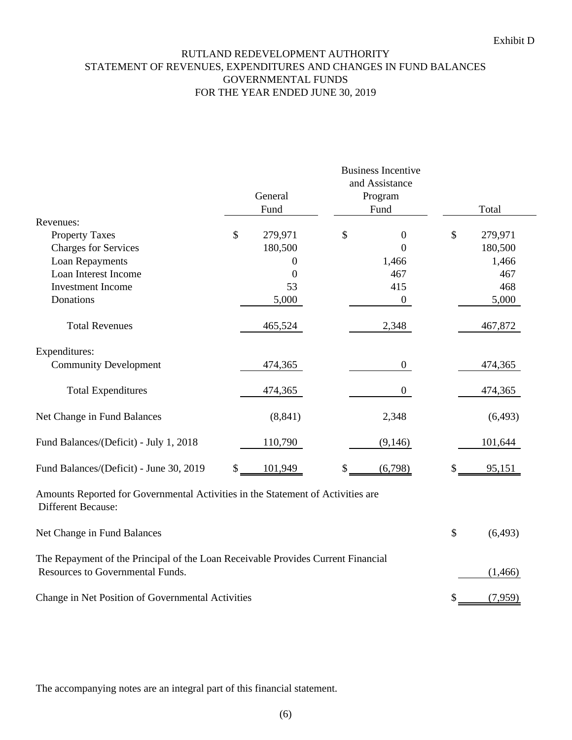Exhibit D

# RUTLAND REDEVELOPMENT AUTHORITY
## STATEMENT OF REVENUES, EXPENDITURES AND CHANGES IN FUND BALANCES
## GOVERNMENTAL FUNDS
## FOR THE YEAR ENDED JUNE 30, 2019

| | General Fund | Business Incentive and Assistance Program Fund | Total |
|---|---|---|---|
| Revenues: | | | |
| Property Taxes | $ 279,971 | $ 0 | $ 279,971 |
| Charges for Services | 180,500 | 0 | 180,500 |
| Loan Repayments | 0 | 1,466 | 1,466 |
| Loan Interest Income | 0 | 467 | 467 |
| Investment Income | 53 | 415 | 468 |
| Donations | 5,000 | 0 | 5,000 |
| Total Revenues | 465,524 | 2,348 | 467,872 |
| Expenditures: | | | |
| Community Development | 474,365 | 0 | 474,365 |
| Total Expenditures | 474,365 | 0 | 474,365 |
| Net Change in Fund Balances | (8,841) | 2,348 | (6,493) |
| Fund Balances/(Deficit) - July 1, 2018 | 110,790 | (9,146) | 101,644 |
| Fund Balances/(Deficit) - June 30, 2019 | $ 101,949 | $ (6,798) | $ 95,151 |

Amounts Reported for Governmental Activities in the Statement of Activities are Different Because:

| | |
|---|---|
| Net Change in Fund Balances | $ (6,493) |
| The Repayment of the Principal of the Loan Receivable Provides Current Financial Resources to Governmental Funds. | (1,466) |
| Change in Net Position of Governmental Activities | $ (7,959) |

The accompanying notes are an integral part of this financial statement.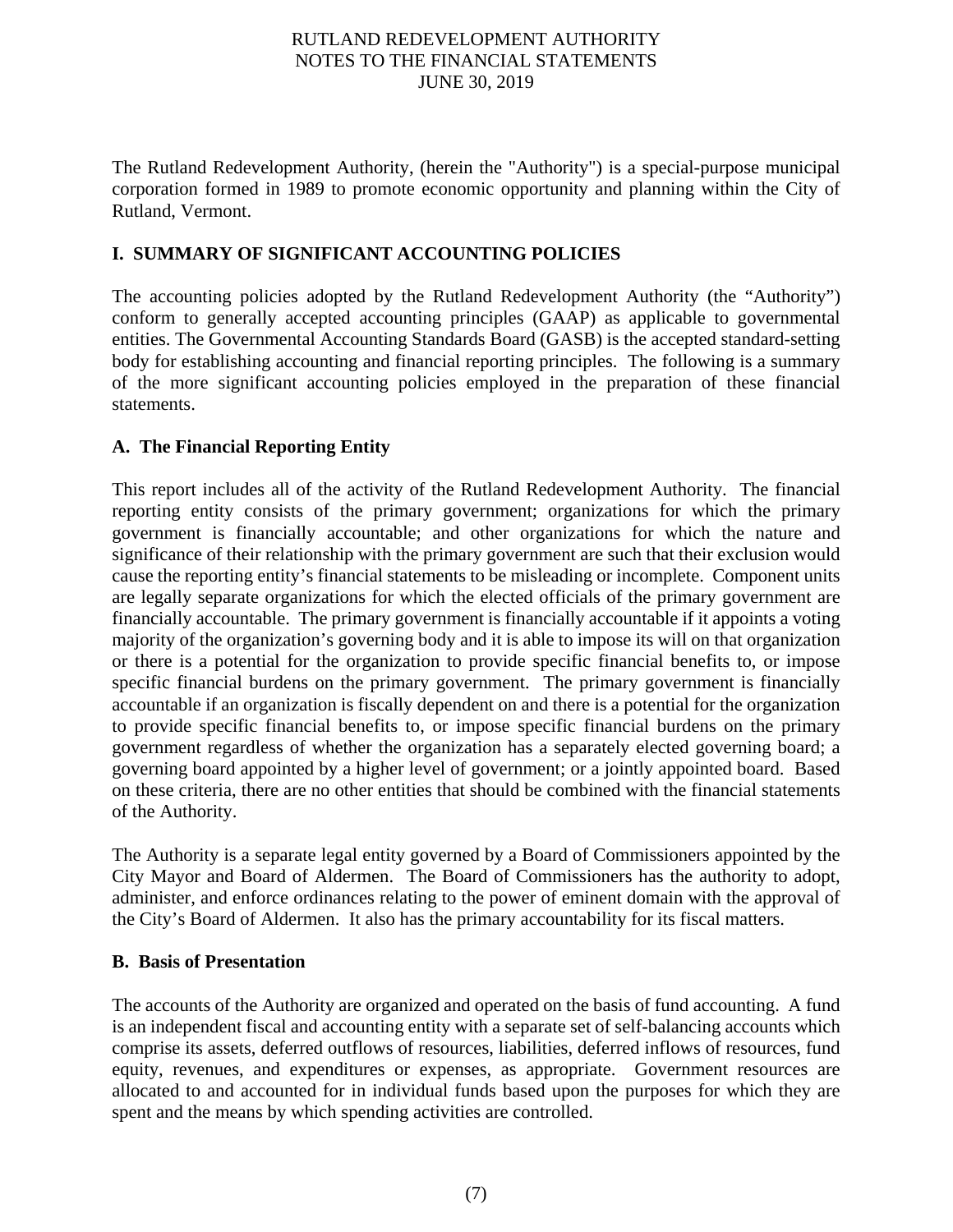The Rutland Redevelopment Authority, (herein the "Authority") is a special-purpose municipal corporation formed in 1989 to promote economic opportunity and planning within the City of Rutland, Vermont.

## I. SUMMARY OF SIGNIFICANT ACCOUNTING POLICIES

The accounting policies adopted by the Rutland Redevelopment Authority (the "Authority") conform to generally accepted accounting principles (GAAP) as applicable to governmental entities. The Governmental Accounting Standards Board (GASB) is the accepted standard-setting body for establishing accounting and financial reporting principles. The following is a summary of the more significant accounting policies employed in the preparation of these financial statements.

### A. The Financial Reporting Entity

This report includes all of the activity of the Rutland Redevelopment Authority. The financial reporting entity consists of the primary government; organizations for which the primary government is financially accountable; and other organizations for which the nature and significance of their relationship with the primary government are such that their exclusion would cause the reporting entity's financial statements to be misleading or incomplete. Component units are legally separate organizations for which the elected officials of the primary government are financially accountable. The primary government is financially accountable if it appoints a voting majority of the organization's governing body and it is able to impose its will on that organization or there is a potential for the organization to provide specific financial benefits to, or impose specific financial burdens on the primary government. The primary government is financially accountable if an organization is fiscally dependent on and there is a potential for the organization to provide specific financial benefits to, or impose specific financial burdens on the primary government regardless of whether the organization has a separately elected governing board; a governing board appointed by a higher level of government; or a jointly appointed board. Based on these criteria, there are no other entities that should be combined with the financial statements of the Authority.

The Authority is a separate legal entity governed by a Board of Commissioners appointed by the City Mayor and Board of Aldermen. The Board of Commissioners has the authority to adopt, administer, and enforce ordinances relating to the power of eminent domain with the approval of the City's Board of Aldermen. It also has the primary accountability for its fiscal matters.

### B. Basis of Presentation

The accounts of the Authority are organized and operated on the basis of fund accounting. A fund is an independent fiscal and accounting entity with a separate set of self-balancing accounts which comprise its assets, deferred outflows of resources, liabilities, deferred inflows of resources, fund equity, revenues, and expenditures or expenses, as appropriate. Government resources are allocated to and accounted for in individual funds based upon the purposes for which they are spent and the means by which spending activities are controlled.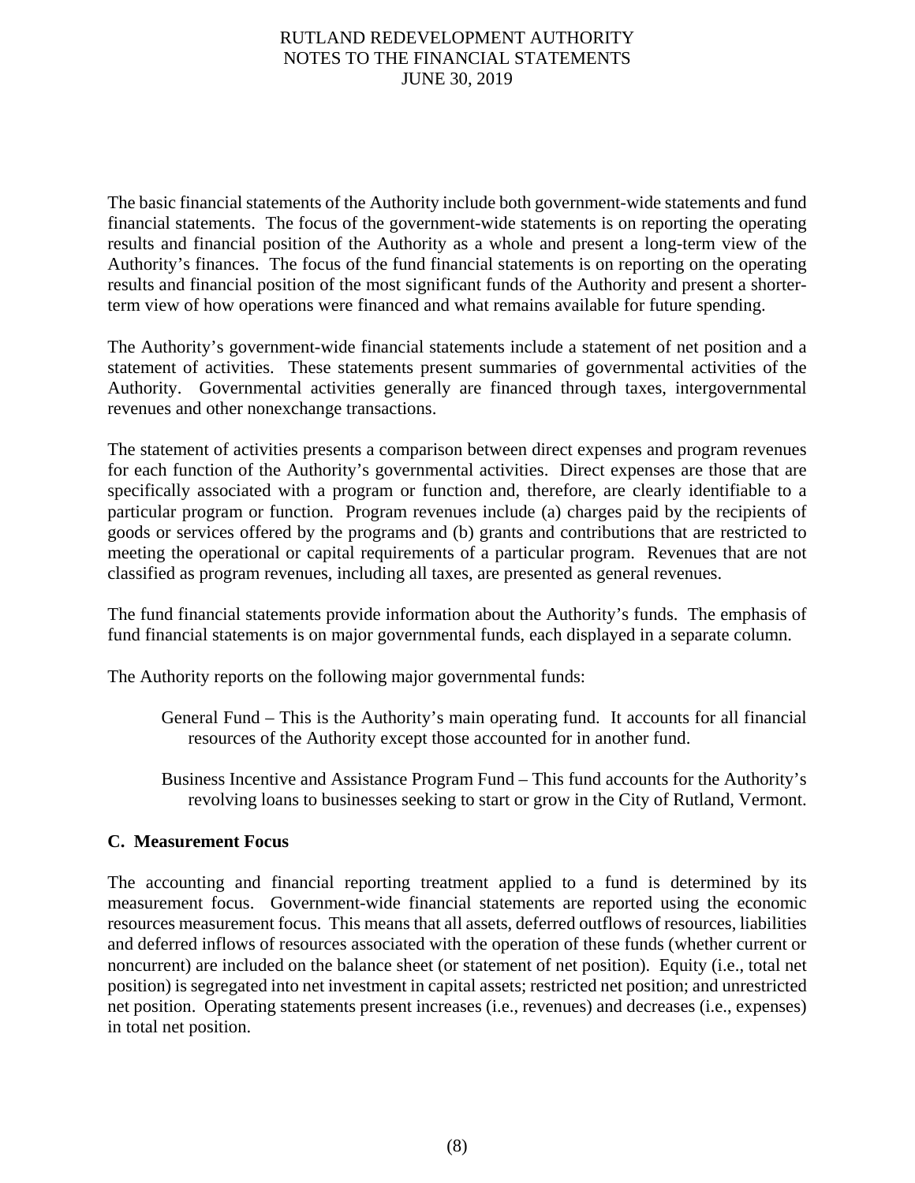The basic financial statements of the Authority include both government-wide statements and fund financial statements. The focus of the government-wide statements is on reporting the operating results and financial position of the Authority as a whole and present a long-term view of the Authority's finances. The focus of the fund financial statements is on reporting on the operating results and financial position of the most significant funds of the Authority and present a shorter-term view of how operations were financed and what remains available for future spending.

The Authority's government-wide financial statements include a statement of net position and a statement of activities. These statements present summaries of governmental activities of the Authority. Governmental activities generally are financed through taxes, intergovernmental revenues and other nonexchange transactions.

The statement of activities presents a comparison between direct expenses and program revenues for each function of the Authority's governmental activities. Direct expenses are those that are specifically associated with a program or function and, therefore, are clearly identifiable to a particular program or function. Program revenues include (a) charges paid by the recipients of goods or services offered by the programs and (b) grants and contributions that are restricted to meeting the operational or capital requirements of a particular program. Revenues that are not classified as program revenues, including all taxes, are presented as general revenues.

The fund financial statements provide information about the Authority's funds. The emphasis of fund financial statements is on major governmental funds, each displayed in a separate column.

The Authority reports on the following major governmental funds:

General Fund – This is the Authority's main operating fund. It accounts for all financial resources of the Authority except those accounted for in another fund.

Business Incentive and Assistance Program Fund – This fund accounts for the Authority's revolving loans to businesses seeking to start or grow in the City of Rutland, Vermont.

**C. Measurement Focus**

The accounting and financial reporting treatment applied to a fund is determined by its measurement focus. Government-wide financial statements are reported using the economic resources measurement focus. This means that all assets, deferred outflows of resources, liabilities and deferred inflows of resources associated with the operation of these funds (whether current or noncurrent) are included on the balance sheet (or statement of net position). Equity (i.e., total net position) is segregated into net investment in capital assets; restricted net position; and unrestricted net position. Operating statements present increases (i.e., revenues) and decreases (i.e., expenses) in total net position.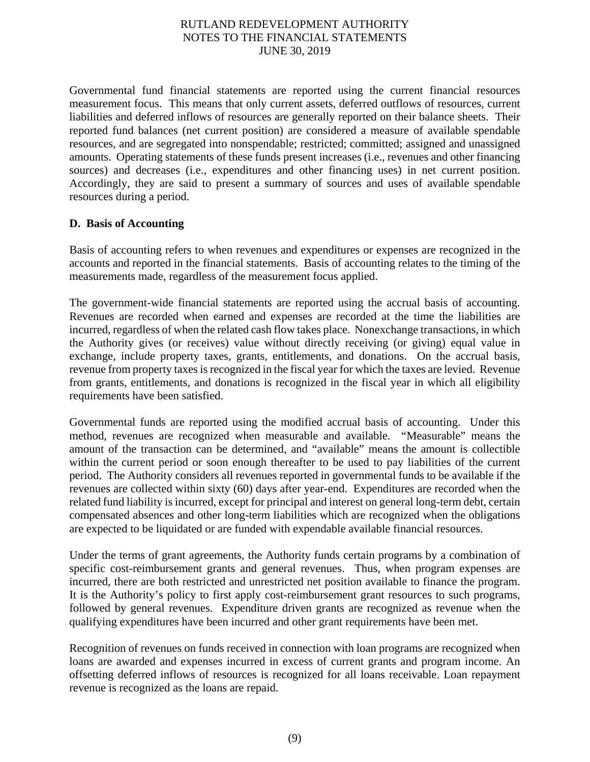Governmental fund financial statements are reported using the current financial resources measurement focus. This means that only current assets, deferred outflows of resources, current liabilities and deferred inflows of resources are generally reported on their balance sheets. Their reported fund balances (net current position) are considered a measure of available spendable resources, and are segregated into nonspendable; restricted; committed; assigned and unassigned amounts. Operating statements of these funds present increases (i.e., revenues and other financing sources) and decreases (i.e., expenditures and other financing uses) in net current position. Accordingly, they are said to present a summary of sources and uses of available spendable resources during a period.

**D. Basis of Accounting**

Basis of accounting refers to when revenues and expenditures or expenses are recognized in the accounts and reported in the financial statements. Basis of accounting relates to the timing of the measurements made, regardless of the measurement focus applied.

The government-wide financial statements are reported using the accrual basis of accounting. Revenues are recorded when earned and expenses are recorded at the time the liabilities are incurred, regardless of when the related cash flow takes place. Nonexchange transactions, in which the Authority gives (or receives) value without directly receiving (or giving) equal value in exchange, include property taxes, grants, entitlements, and donations. On the accrual basis, revenue from property taxes is recognized in the fiscal year for which the taxes are levied. Revenue from grants, entitlements, and donations is recognized in the fiscal year in which all eligibility requirements have been satisfied.

Governmental funds are reported using the modified accrual basis of accounting. Under this method, revenues are recognized when measurable and available. "Measurable" means the amount of the transaction can be determined, and "available" means the amount is collectible within the current period or soon enough thereafter to be used to pay liabilities of the current period. The Authority considers all revenues reported in governmental funds to be available if the revenues are collected within sixty (60) days after year-end. Expenditures are recorded when the related fund liability is incurred, except for principal and interest on general long-term debt, certain compensated absences and other long-term liabilities which are recognized when the obligations are expected to be liquidated or are funded with expendable available financial resources.

Under the terms of grant agreements, the Authority funds certain programs by a combination of specific cost-reimbursement grants and general revenues. Thus, when program expenses are incurred, there are both restricted and unrestricted net position available to finance the program. It is the Authority's policy to first apply cost-reimbursement grant resources to such programs, followed by general revenues. Expenditure driven grants are recognized as revenue when the qualifying expenditures have been incurred and other grant requirements have been met.

Recognition of revenues on funds received in connection with loan programs are recognized when loans are awarded and expenses incurred in excess of current grants and program income. An offsetting deferred inflows of resources is recognized for all loans receivable. Loan repayment revenue is recognized as the loans are repaid.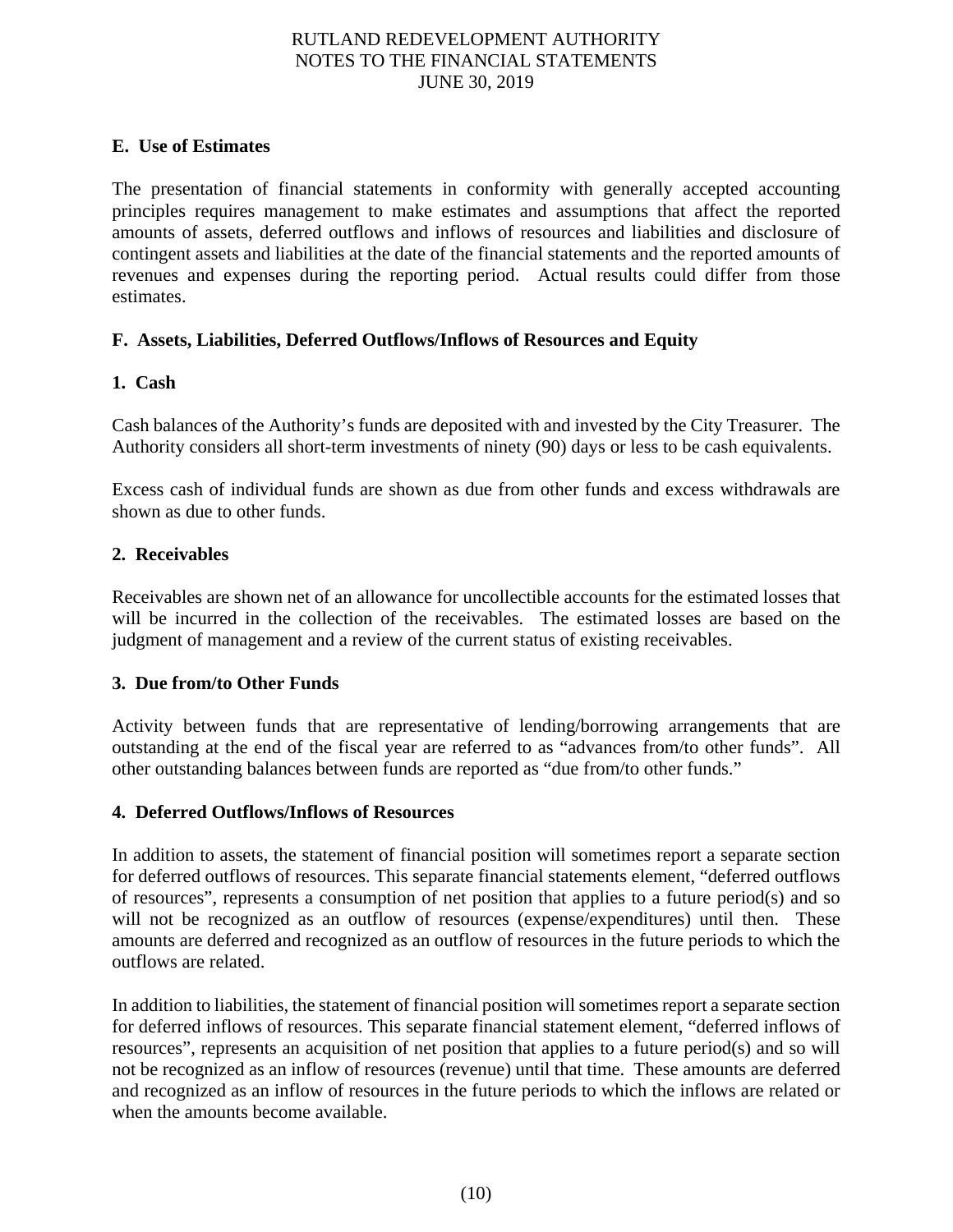## E. Use of Estimates

The presentation of financial statements in conformity with generally accepted accounting principles requires management to make estimates and assumptions that affect the reported amounts of assets, deferred outflows and inflows of resources and liabilities and disclosure of contingent assets and liabilities at the date of the financial statements and the reported amounts of revenues and expenses during the reporting period. Actual results could differ from those estimates.

## F. Assets, Liabilities, Deferred Outflows/Inflows of Resources and Equity

### 1. Cash

Cash balances of the Authority's funds are deposited with and invested by the City Treasurer. The Authority considers all short-term investments of ninety (90) days or less to be cash equivalents.

Excess cash of individual funds are shown as due from other funds and excess withdrawals are shown as due to other funds.

### 2. Receivables

Receivables are shown net of an allowance for uncollectible accounts for the estimated losses that will be incurred in the collection of the receivables. The estimated losses are based on the judgment of management and a review of the current status of existing receivables.

### 3. Due from/to Other Funds

Activity between funds that are representative of lending/borrowing arrangements that are outstanding at the end of the fiscal year are referred to as "advances from/to other funds". All other outstanding balances between funds are reported as "due from/to other funds."

### 4. Deferred Outflows/Inflows of Resources

In addition to assets, the statement of financial position will sometimes report a separate section for deferred outflows of resources. This separate financial statements element, "deferred outflows of resources", represents a consumption of net position that applies to a future period(s) and so will not be recognized as an outflow of resources (expense/expenditures) until then. These amounts are deferred and recognized as an outflow of resources in the future periods to which the outflows are related.

In addition to liabilities, the statement of financial position will sometimes report a separate section for deferred inflows of resources. This separate financial statement element, "deferred inflows of resources", represents an acquisition of net position that applies to a future period(s) and so will not be recognized as an inflow of resources (revenue) until that time. These amounts are deferred and recognized as an inflow of resources in the future periods to which the inflows are related or when the amounts become available.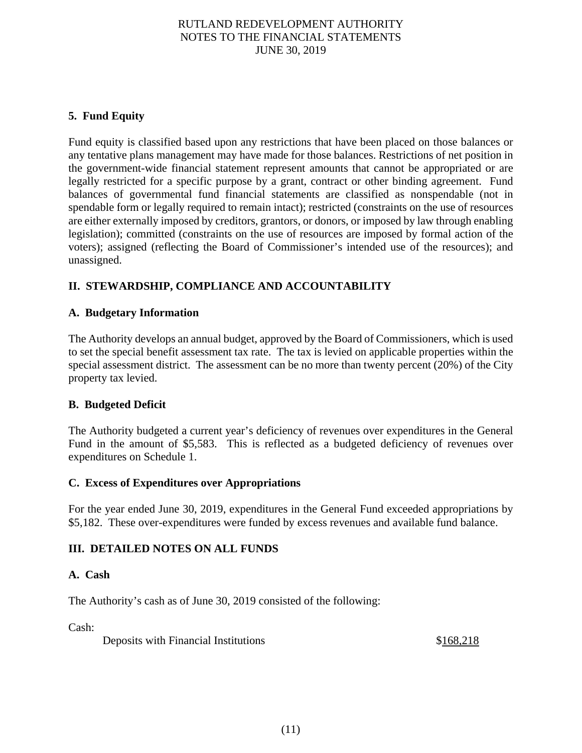### 5. Fund Equity

Fund equity is classified based upon any restrictions that have been placed on those balances or any tentative plans management may have made for those balances. Restrictions of net position in the government-wide financial statement represent amounts that cannot be appropriated or are legally restricted for a specific purpose by a grant, contract or other binding agreement. Fund balances of governmental fund financial statements are classified as nonspendable (not in spendable form or legally required to remain intact); restricted (constraints on the use of resources are either externally imposed by creditors, grantors, or donors, or imposed by law through enabling legislation); committed (constraints on the use of resources are imposed by formal action of the voters); assigned (reflecting the Board of Commissioner's intended use of the resources); and unassigned.

## II. STEWARDSHIP, COMPLIANCE AND ACCOUNTABILITY

### A. Budgetary Information

The Authority develops an annual budget, approved by the Board of Commissioners, which is used to set the special benefit assessment tax rate. The tax is levied on applicable properties within the special assessment district. The assessment can be no more than twenty percent (20%) of the City property tax levied.

### B. Budgeted Deficit

The Authority budgeted a current year's deficiency of revenues over expenditures in the General Fund in the amount of $5,583. This is reflected as a budgeted deficiency of revenues over expenditures on Schedule 1.

### C. Excess of Expenditures over Appropriations

For the year ended June 30, 2019, expenditures in the General Fund exceeded appropriations by $5,182. These over-expenditures were funded by excess revenues and available fund balance.

## III. DETAILED NOTES ON ALL FUNDS

### A. Cash

The Authority's cash as of June 30, 2019 consisted of the following:

| Cash: | |
|---|---|
| Deposits with Financial Institutions | $168,218 |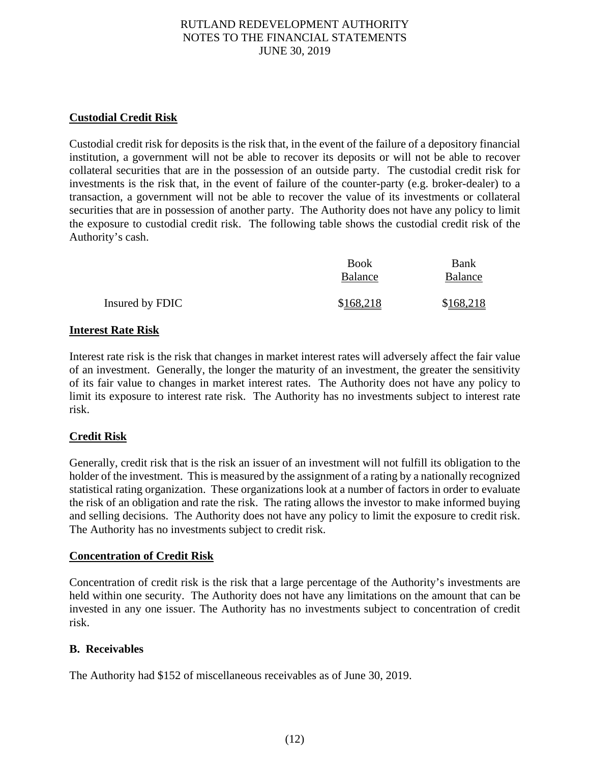## Custodial Credit Risk

Custodial credit risk for deposits is the risk that, in the event of the failure of a depository financial institution, a government will not be able to recover its deposits or will not be able to recover collateral securities that are in the possession of an outside party. The custodial credit risk for investments is the risk that, in the event of failure of the counter-party (e.g. broker-dealer) to a transaction, a government will not be able to recover the value of its investments or collateral securities that are in possession of another party. The Authority does not have any policy to limit the exposure to custodial credit risk. The following table shows the custodial credit risk of the Authority's cash.

| | Book Balance | Bank Balance |
|---|---|---|
| Insured by FDIC | $168,218 | $168,218 |

## Interest Rate Risk

Interest rate risk is the risk that changes in market interest rates will adversely affect the fair value of an investment. Generally, the longer the maturity of an investment, the greater the sensitivity of its fair value to changes in market interest rates. The Authority does not have any policy to limit its exposure to interest rate risk. The Authority has no investments subject to interest rate risk.

## Credit Risk

Generally, credit risk that is the risk an issuer of an investment will not fulfill its obligation to the holder of the investment. This is measured by the assignment of a rating by a nationally recognized statistical rating organization. These organizations look at a number of factors in order to evaluate the risk of an obligation and rate the risk. The rating allows the investor to make informed buying and selling decisions. The Authority does not have any policy to limit the exposure to credit risk. The Authority has no investments subject to credit risk.

## Concentration of Credit Risk

Concentration of credit risk is the risk that a large percentage of the Authority's investments are held within one security. The Authority does not have any limitations on the amount that can be invested in any one issuer. The Authority has no investments subject to concentration of credit risk.

## B. Receivables

The Authority had $152 of miscellaneous receivables as of June 30, 2019.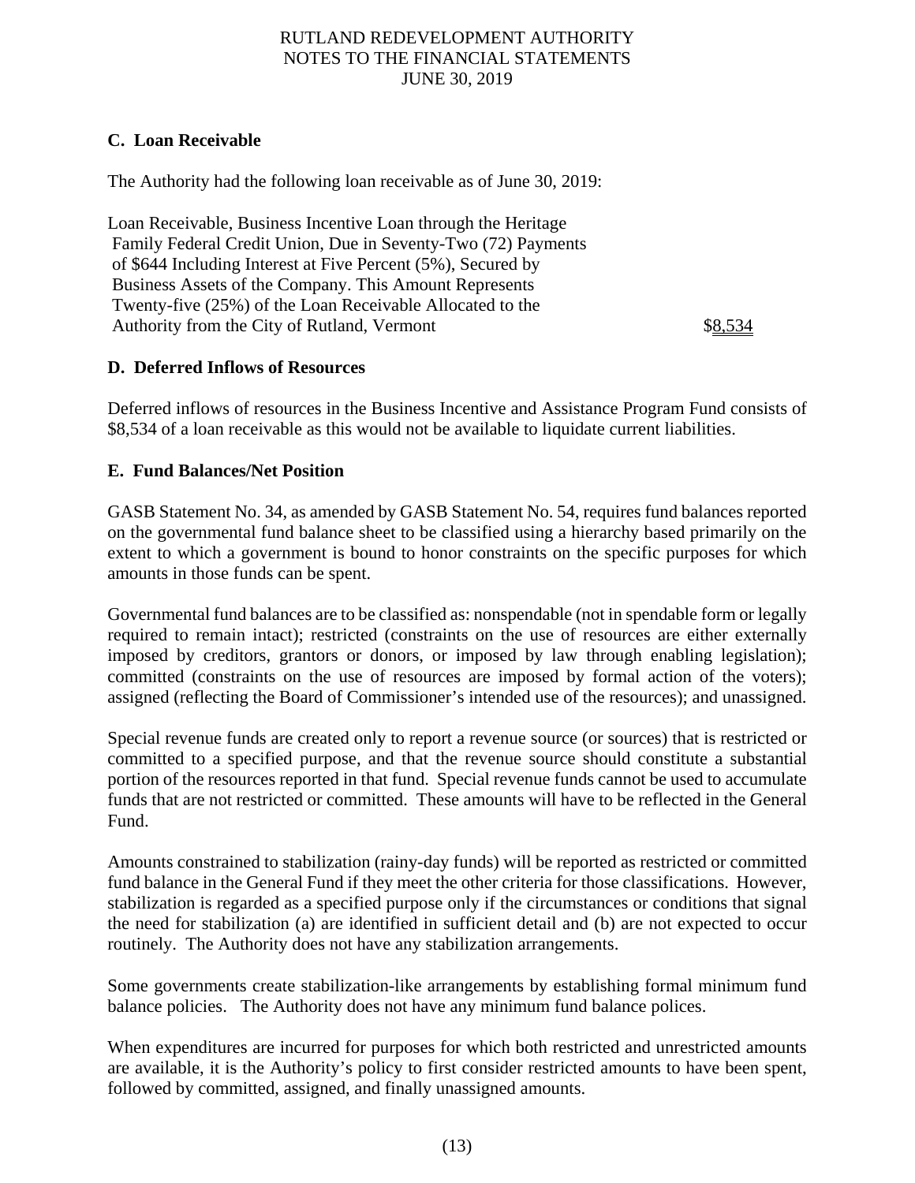### C. Loan Receivable

The Authority had the following loan receivable as of June 30, 2019:

| | |
|---|---|
| Loan Receivable, Business Incentive Loan through the Heritage Family Federal Credit Union, Due in Seventy-Two (72) Payments of $644 Including Interest at Five Percent (5%), Secured by Business Assets of the Company. This Amount Represents Twenty-five (25%) of the Loan Receivable Allocated to the Authority from the City of Rutland, Vermont | $8,534 |

### D. Deferred Inflows of Resources

Deferred inflows of resources in the Business Incentive and Assistance Program Fund consists of $8,534 of a loan receivable as this would not be available to liquidate current liabilities.

### E. Fund Balances/Net Position

GASB Statement No. 34, as amended by GASB Statement No. 54, requires fund balances reported on the governmental fund balance sheet to be classified using a hierarchy based primarily on the extent to which a government is bound to honor constraints on the specific purposes for which amounts in those funds can be spent.

Governmental fund balances are to be classified as: nonspendable (not in spendable form or legally required to remain intact); restricted (constraints on the use of resources are either externally imposed by creditors, grantors or donors, or imposed by law through enabling legislation); committed (constraints on the use of resources are imposed by formal action of the voters); assigned (reflecting the Board of Commissioner's intended use of the resources); and unassigned.

Special revenue funds are created only to report a revenue source (or sources) that is restricted or committed to a specified purpose, and that the revenue source should constitute a substantial portion of the resources reported in that fund. Special revenue funds cannot be used to accumulate funds that are not restricted or committed. These amounts will have to be reflected in the General Fund.

Amounts constrained to stabilization (rainy-day funds) will be reported as restricted or committed fund balance in the General Fund if they meet the other criteria for those classifications. However, stabilization is regarded as a specified purpose only if the circumstances or conditions that signal the need for stabilization (a) are identified in sufficient detail and (b) are not expected to occur routinely. The Authority does not have any stabilization arrangements.

Some governments create stabilization-like arrangements by establishing formal minimum fund balance policies. The Authority does not have any minimum fund balance polices.

When expenditures are incurred for purposes for which both restricted and unrestricted amounts are available, it is the Authority's policy to first consider restricted amounts to have been spent, followed by committed, assigned, and finally unassigned amounts.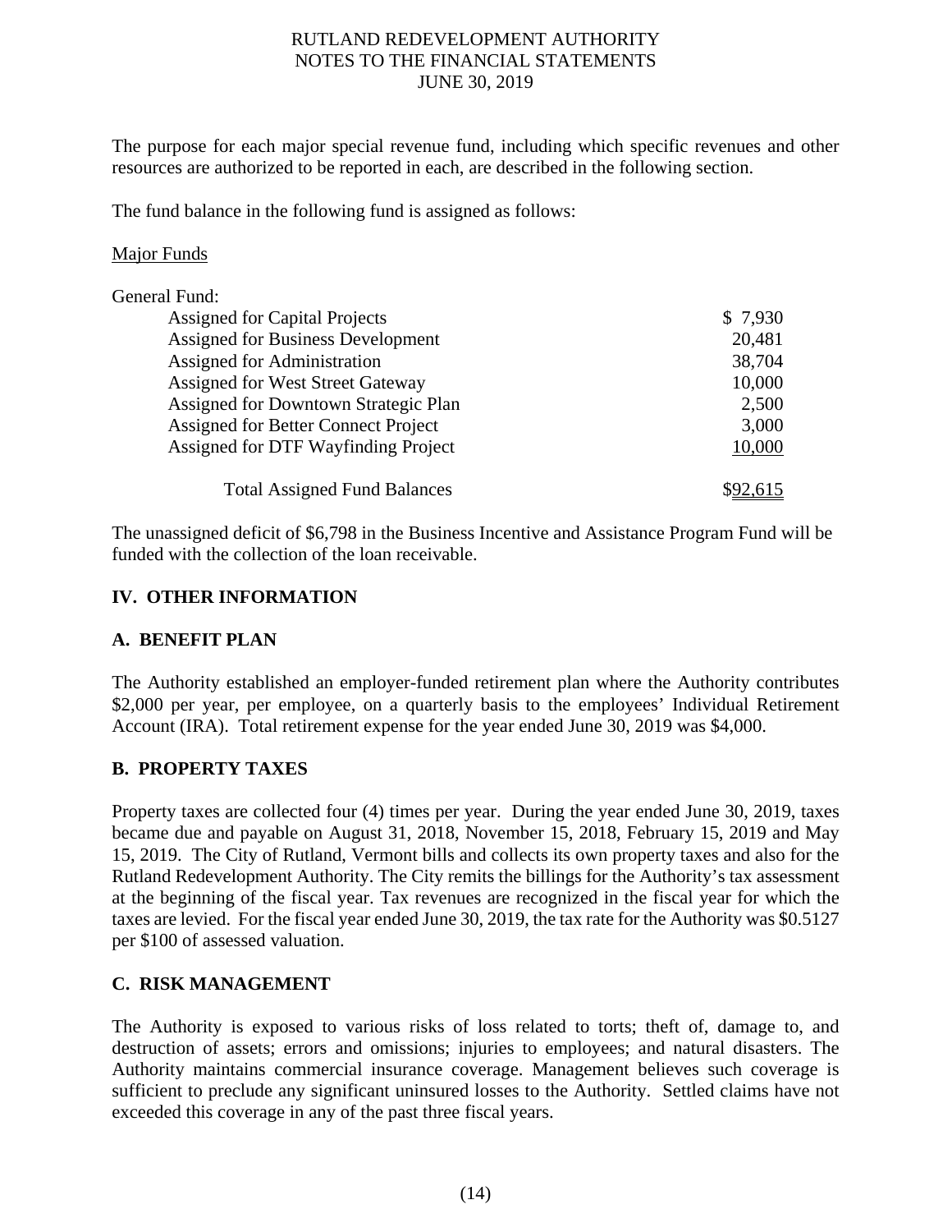The purpose for each major special revenue fund, including which specific revenues and other resources are authorized to be reported in each, are described in the following section.

The fund balance in the following fund is assigned as follows:

Major Funds

| General Fund: | |
|---|---|
| Assigned for Capital Projects | $ 7,930 |
| Assigned for Business Development | 20,481 |
| Assigned for Administration | 38,704 |
| Assigned for West Street Gateway | 10,000 |
| Assigned for Downtown Strategic Plan | 2,500 |
| Assigned for Better Connect Project | 3,000 |
| Assigned for DTF Wayfinding Project | 10,000 |
| Total Assigned Fund Balances | $92,615 |

The unassigned deficit of $6,798 in the Business Incentive and Assistance Program Fund will be funded with the collection of the loan receivable.

## IV. OTHER INFORMATION

### A. BENEFIT PLAN

The Authority established an employer-funded retirement plan where the Authority contributes $2,000 per year, per employee, on a quarterly basis to the employees' Individual Retirement Account (IRA). Total retirement expense for the year ended June 30, 2019 was $4,000.

### B. PROPERTY TAXES

Property taxes are collected four (4) times per year. During the year ended June 30, 2019, taxes became due and payable on August 31, 2018, November 15, 2018, February 15, 2019 and May 15, 2019. The City of Rutland, Vermont bills and collects its own property taxes and also for the Rutland Redevelopment Authority. The City remits the billings for the Authority's tax assessment at the beginning of the fiscal year. Tax revenues are recognized in the fiscal year for which the taxes are levied. For the fiscal year ended June 30, 2019, the tax rate for the Authority was $0.5127 per $100 of assessed valuation.

### C. RISK MANAGEMENT

The Authority is exposed to various risks of loss related to torts; theft of, damage to, and destruction of assets; errors and omissions; injuries to employees; and natural disasters. The Authority maintains commercial insurance coverage. Management believes such coverage is sufficient to preclude any significant uninsured losses to the Authority. Settled claims have not exceeded this coverage in any of the past three fiscal years.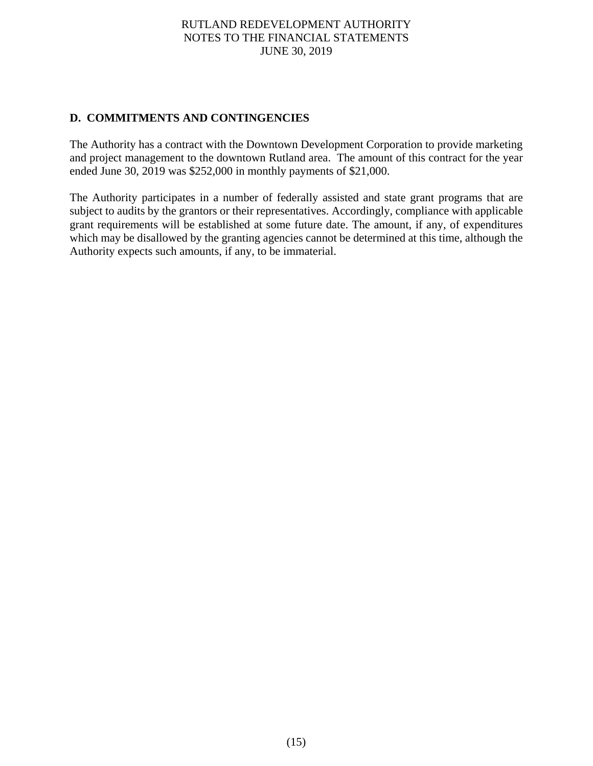## D. COMMITMENTS AND CONTINGENCIES

The Authority has a contract with the Downtown Development Corporation to provide marketing and project management to the downtown Rutland area. The amount of this contract for the year ended June 30, 2019 was $252,000 in monthly payments of $21,000.

The Authority participates in a number of federally assisted and state grant programs that are subject to audits by the grantors or their representatives. Accordingly, compliance with applicable grant requirements will be established at some future date. The amount, if any, of expenditures which may be disallowed by the granting agencies cannot be determined at this time, although the Authority expects such amounts, if any, to be immaterial.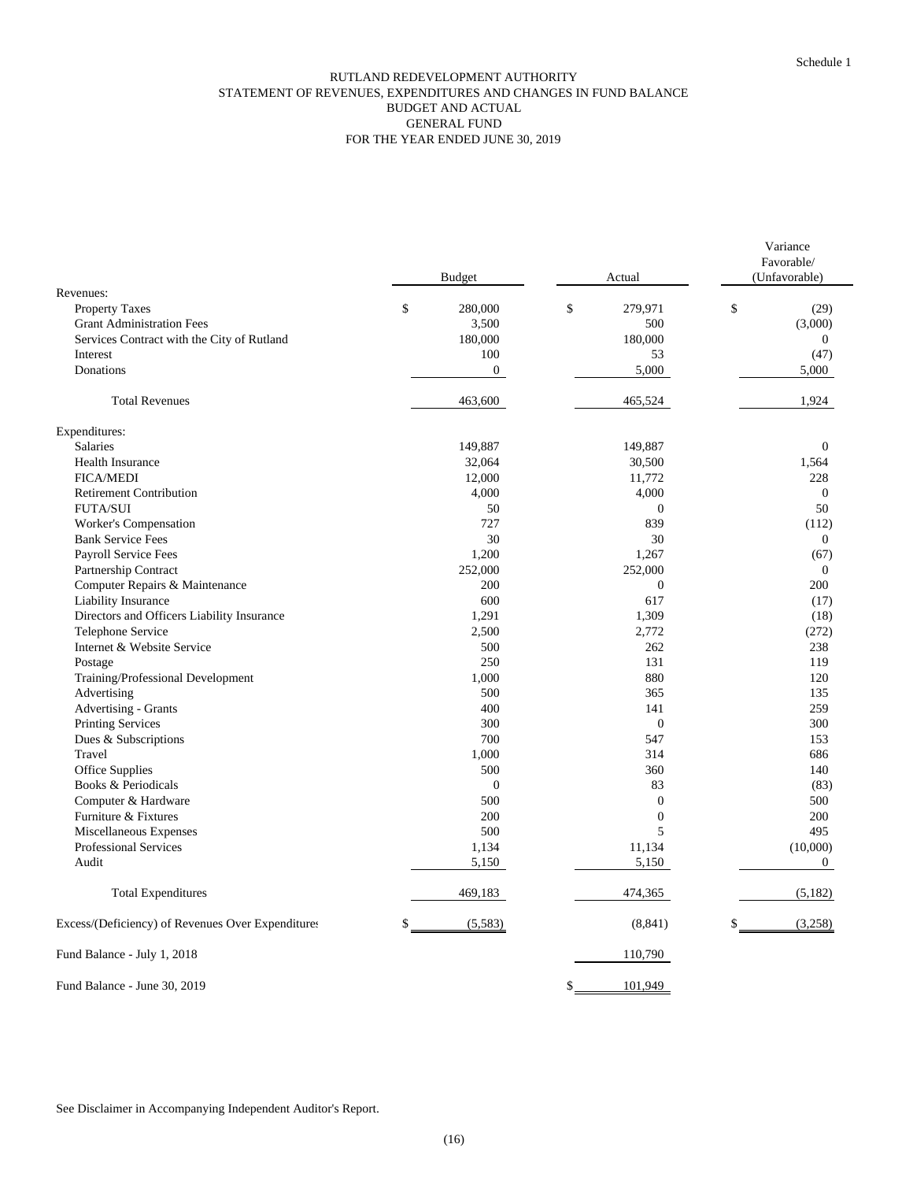Schedule 1

# RUTLAND REDEVELOPMENT AUTHORITY
## STATEMENT OF REVENUES, EXPENDITURES AND CHANGES IN FUND BALANCE
## BUDGET AND ACTUAL
## GENERAL FUND
## FOR THE YEAR ENDED JUNE 30, 2019

| | Budget | Actual | Variance Favorable/ (Unfavorable) |
|---|---|---|---|
| Revenues: | | | |
| Property Taxes | $ 280,000 | $ 279,971 | $ (29) |
| Grant Administration Fees | 3,500 | 500 | (3,000) |
| Services Contract with the City of Rutland | 180,000 | 180,000 | 0 |
| Interest | 100 | 53 | (47) |
| Donations | 0 | 5,000 | 5,000 |
| Total Revenues | 463,600 | 465,524 | 1,924 |
| Expenditures: | | | |
| Salaries | 149,887 | 149,887 | 0 |
| Health Insurance | 32,064 | 30,500 | 1,564 |
| FICA/MEDI | 12,000 | 11,772 | 228 |
| Retirement Contribution | 4,000 | 4,000 | 0 |
| FUTA/SUI | 50 | 0 | 50 |
| Worker's Compensation | 727 | 839 | (112) |
| Bank Service Fees | 30 | 30 | 0 |
| Payroll Service Fees | 1,200 | 1,267 | (67) |
| Partnership Contract | 252,000 | 252,000 | 0 |
| Computer Repairs & Maintenance | 200 | 0 | 200 |
| Liability Insurance | 600 | 617 | (17) |
| Directors and Officers Liability Insurance | 1,291 | 1,309 | (18) |
| Telephone Service | 2,500 | 2,772 | (272) |
| Internet & Website Service | 500 | 262 | 238 |
| Postage | 250 | 131 | 119 |
| Training/Professional Development | 1,000 | 880 | 120 |
| Advertising | 500 | 365 | 135 |
| Advertising - Grants | 400 | 141 | 259 |
| Printing Services | 300 | 0 | 300 |
| Dues & Subscriptions | 700 | 547 | 153 |
| Travel | 1,000 | 314 | 686 |
| Office Supplies | 500 | 360 | 140 |
| Books & Periodicals | 0 | 83 | (83) |
| Computer & Hardware | 500 | 0 | 500 |
| Furniture & Fixtures | 200 | 0 | 200 |
| Miscellaneous Expenses | 500 | 5 | 495 |
| Professional Services | 1,134 | 11,134 | (10,000) |
| Audit | 5,150 | 5,150 | 0 |
| Total Expenditures | 469,183 | 474,365 | (5,182) |
| Excess/(Deficiency) of Revenues Over Expenditures | $ (5,583) | (8,841) | $ (3,258) |
| Fund Balance - July 1, 2018 | | 110,790 | |
| Fund Balance - June 30, 2019 | | $ 101,949 | |

See Disclaimer in Accompanying Independent Auditor's Report.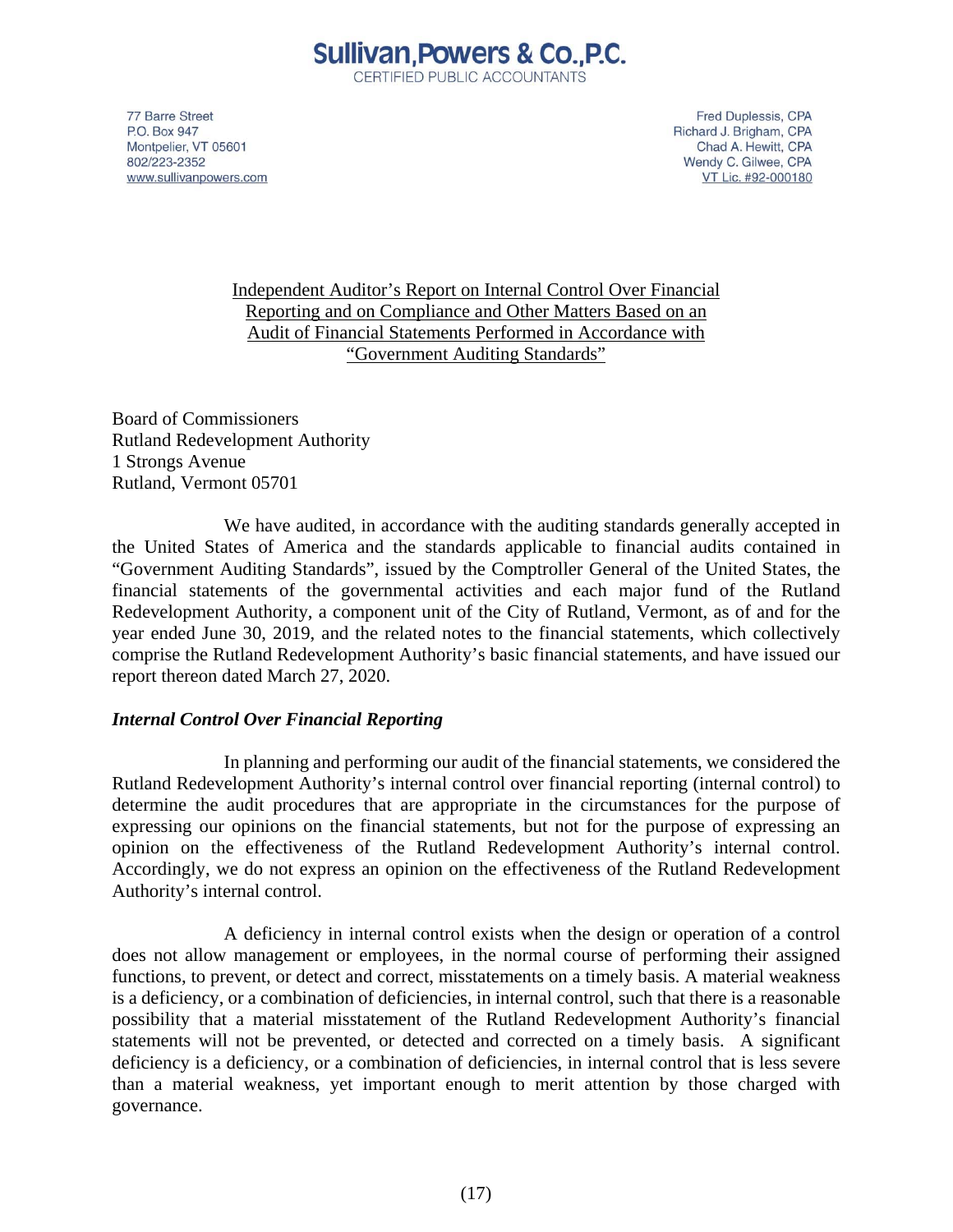**Sullivan, Powers & Co., P.C.**
CERTIFIED PUBLIC ACCOUNTANTS

77 Barre Street
P.O. Box 947
Montpelier, VT 05601
802/223-2352
www.sullivanpowers.com

Fred Duplessis, CPA
Richard J. Brigham, CPA
Chad A. Hewitt, CPA
Wendy C. Gilwee, CPA
VT Lic. #92-000180

Independent Auditor's Report on Internal Control Over Financial Reporting and on Compliance and Other Matters Based on an Audit of Financial Statements Performed in Accordance with "Government Auditing Standards"

Board of Commissioners
Rutland Redevelopment Authority
1 Strongs Avenue
Rutland, Vermont 05701

We have audited, in accordance with the auditing standards generally accepted in the United States of America and the standards applicable to financial audits contained in "Government Auditing Standards", issued by the Comptroller General of the United States, the financial statements of the governmental activities and each major fund of the Rutland Redevelopment Authority, a component unit of the City of Rutland, Vermont, as of and for the year ended June 30, 2019, and the related notes to the financial statements, which collectively comprise the Rutland Redevelopment Authority's basic financial statements, and have issued our report thereon dated March 27, 2020.

***Internal Control Over Financial Reporting***

In planning and performing our audit of the financial statements, we considered the Rutland Redevelopment Authority's internal control over financial reporting (internal control) to determine the audit procedures that are appropriate in the circumstances for the purpose of expressing our opinions on the financial statements, but not for the purpose of expressing an opinion on the effectiveness of the Rutland Redevelopment Authority's internal control. Accordingly, we do not express an opinion on the effectiveness of the Rutland Redevelopment Authority's internal control.

A deficiency in internal control exists when the design or operation of a control does not allow management or employees, in the normal course of performing their assigned functions, to prevent, or detect and correct, misstatements on a timely basis. A material weakness is a deficiency, or a combination of deficiencies, in internal control, such that there is a reasonable possibility that a material misstatement of the Rutland Redevelopment Authority's financial statements will not be prevented, or detected and corrected on a timely basis. A significant deficiency is a deficiency, or a combination of deficiencies, in internal control that is less severe than a material weakness, yet important enough to merit attention by those charged with governance.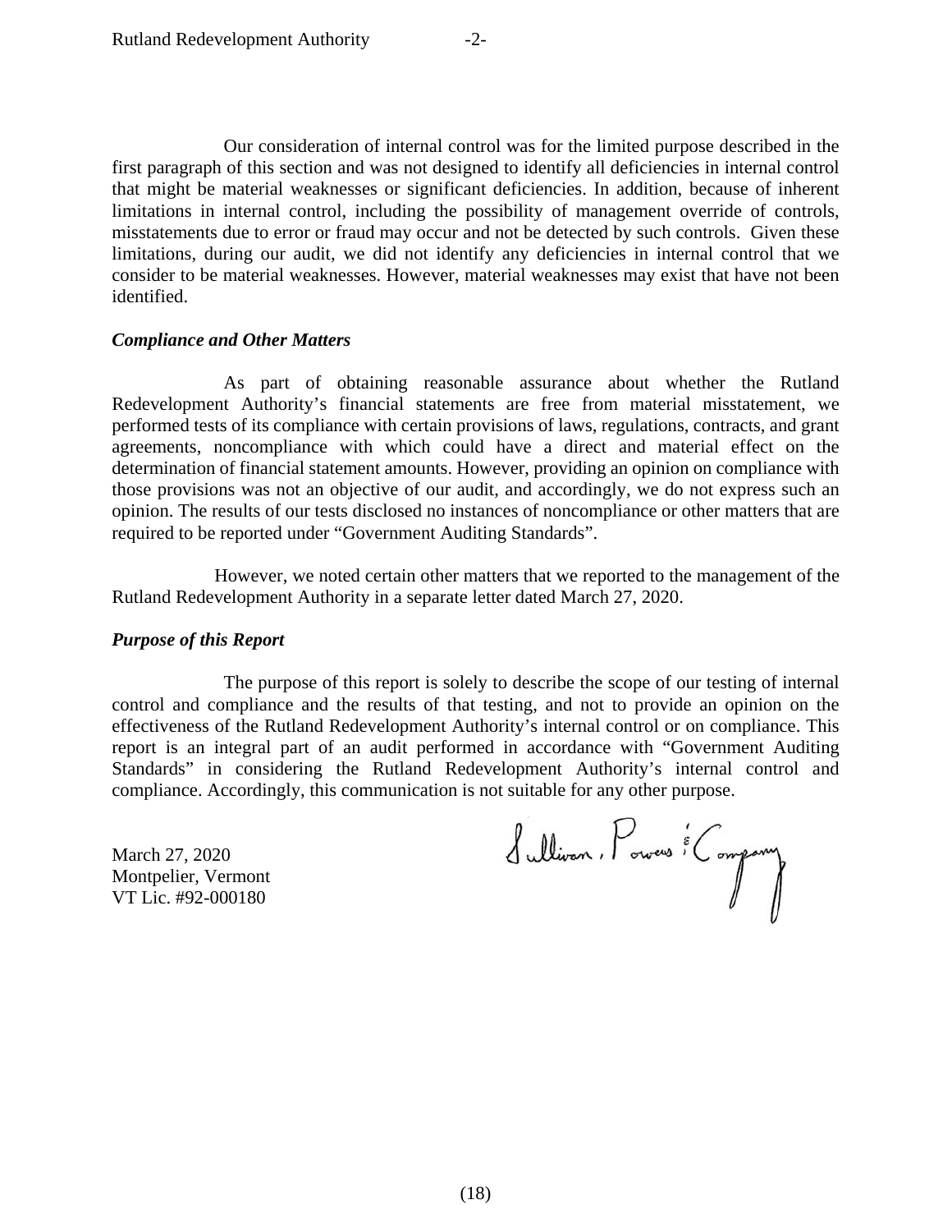Our consideration of internal control was for the limited purpose described in the first paragraph of this section and was not designed to identify all deficiencies in internal control that might be material weaknesses or significant deficiencies. In addition, because of inherent limitations in internal control, including the possibility of management override of controls, misstatements due to error or fraud may occur and not be detected by such controls. Given these limitations, during our audit, we did not identify any deficiencies in internal control that we consider to be material weaknesses. However, material weaknesses may exist that have not been identified.

***Compliance and Other Matters***

As part of obtaining reasonable assurance about whether the Rutland Redevelopment Authority's financial statements are free from material misstatement, we performed tests of its compliance with certain provisions of laws, regulations, contracts, and grant agreements, noncompliance with which could have a direct and material effect on the determination of financial statement amounts. However, providing an opinion on compliance with those provisions was not an objective of our audit, and accordingly, we do not express such an opinion. The results of our tests disclosed no instances of noncompliance or other matters that are required to be reported under "Government Auditing Standards".

However, we noted certain other matters that we reported to the management of the Rutland Redevelopment Authority in a separate letter dated March 27, 2020.

***Purpose of this Report***

The purpose of this report is solely to describe the scope of our testing of internal control and compliance and the results of that testing, and not to provide an opinion on the effectiveness of the Rutland Redevelopment Authority's internal control or on compliance. This report is an integral part of an audit performed in accordance with "Government Auditing Standards" in considering the Rutland Redevelopment Authority's internal control and compliance. Accordingly, this communication is not suitable for any other purpose.

March 27, 2020
Montpelier, Vermont
VT Lic. #92-000180

Sullivan, Powers & Company